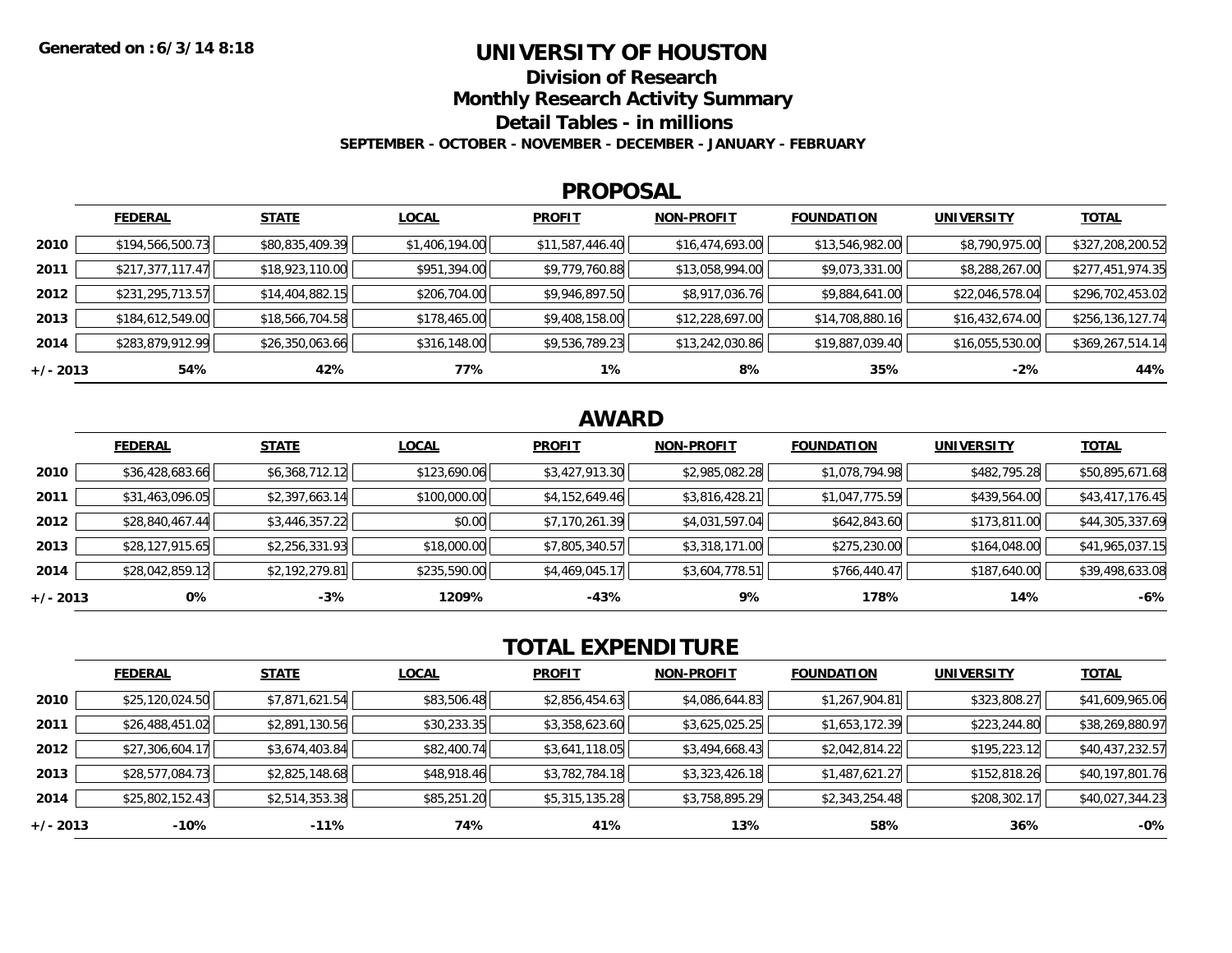**Generated on : 6/3/14 8:18**

# UNIVERSITY OF HOUSTON

## Division of Research

## Monthly Research Activity Summary

## Detail Tables - in millions

**SEPTEMBER - OCTOBER - NOVEMBER - DECEMBER - JANUARY - FEBRUARY**

## PROPOSAL

| | FEDERAL | STATE | LOCAL | PROFIT | NON-PROFIT | FOUNDATION | UNIVERSITY | TOTAL |
|---|---|---|---|---|---|---|---|---|
| 2010 | $194,566,500.73 | $80,835,409.39 | $1,406,194.00 | $11,587,446.40 | $16,474,693.00 | $13,546,982.00 | $8,790,975.00 | $327,208,200.52 |
| 2011 | $217,377,117.47 | $18,923,110.00 | $951,394.00 | $9,779,760.88 | $13,058,994.00 | $9,073,331.00 | $8,288,267.00 | $277,451,974.35 |
| 2012 | $231,295,713.57 | $14,404,882.15 | $206,704.00 | $9,946,897.50 | $8,917,036.76 | $9,884,641.00 | $22,046,578.04 | $296,702,453.02 |
| 2013 | $184,612,549.00 | $18,566,704.58 | $178,465.00 | $9,408,158.00 | $12,228,697.00 | $14,708,880.16 | $16,432,674.00 | $256,136,127.74 |
| 2014 | $283,879,912.99 | $26,350,063.66 | $316,148.00 | $9,536,789.23 | $13,242,030.86 | $19,887,039.40 | $16,055,530.00 | $369,267,514.14 |
| +/- 2013 | 54% | 42% | 77% | 1% | 8% | 35% | -2% | 44% |

## AWARD

| | FEDERAL | STATE | LOCAL | PROFIT | NON-PROFIT | FOUNDATION | UNIVERSITY | TOTAL |
|---|---|---|---|---|---|---|---|---|
| 2010 | $36,428,683.66 | $6,368,712.12 | $123,690.06 | $3,427,913.30 | $2,985,082.28 | $1,078,794.98 | $482,795.28 | $50,895,671.68 |
| 2011 | $31,463,096.05 | $2,397,663.14 | $100,000.00 | $4,152,649.46 | $3,816,428.21 | $1,047,775.59 | $439,564.00 | $43,417,176.45 |
| 2012 | $28,840,467.44 | $3,446,357.22 | $0.00 | $7,170,261.39 | $4,031,597.04 | $642,843.60 | $173,811.00 | $44,305,337.69 |
| 2013 | $28,127,915.65 | $2,256,331.93 | $18,000.00 | $7,805,340.57 | $3,318,171.00 | $275,230.00 | $164,048.00 | $41,965,037.15 |
| 2014 | $28,042,859.12 | $2,192,279.81 | $235,590.00 | $4,469,045.17 | $3,604,778.51 | $766,440.47 | $187,640.00 | $39,498,633.08 |
| +/- 2013 | 0% | -3% | 1209% | -43% | 9% | 178% | 14% | -6% |

## TOTAL EXPENDITURE

| | FEDERAL | STATE | LOCAL | PROFIT | NON-PROFIT | FOUNDATION | UNIVERSITY | TOTAL |
|---|---|---|---|---|---|---|---|---|
| 2010 | $25,120,024.50 | $7,871,621.54 | $83,506.48 | $2,856,454.63 | $4,086,644.83 | $1,267,904.81 | $323,808.27 | $41,609,965.06 |
| 2011 | $26,488,451.02 | $2,891,130.56 | $30,233.35 | $3,358,623.60 | $3,625,025.25 | $1,653,172.39 | $223,244.80 | $38,269,880.97 |
| 2012 | $27,306,604.17 | $3,674,403.84 | $82,400.74 | $3,641,118.05 | $3,494,668.43 | $2,042,814.22 | $195,223.12 | $40,437,232.57 |
| 2013 | $28,577,084.73 | $2,825,148.68 | $48,918.46 | $3,782,784.18 | $3,323,426.18 | $1,487,621.27 | $152,818.26 | $40,197,801.76 |
| 2014 | $25,802,152.43 | $2,514,353.38 | $85,251.20 | $5,315,135.28 | $3,758,895.29 | $2,343,254.48 | $208,302.17 | $40,027,344.23 |
| +/- 2013 | -10% | -11% | 74% | 41% | 13% | 58% | 36% | -0% |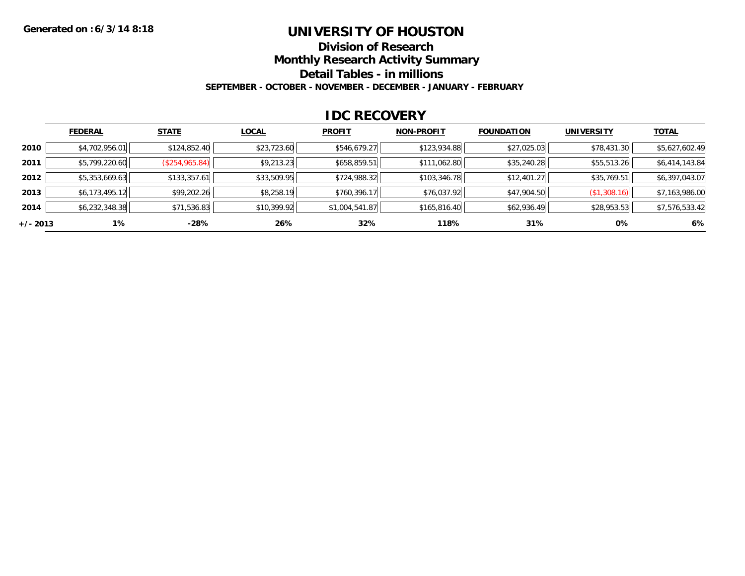Generated on : 6/3/14 8:18

# UNIVERSITY OF HOUSTON

## Division of Research

## Monthly Research Activity Summary

## Detail Tables - in millions

### SEPTEMBER - OCTOBER - NOVEMBER - DECEMBER - JANUARY - FEBRUARY

## IDC RECOVERY

| | FEDERAL | STATE | LOCAL | PROFIT | NON-PROFIT | FOUNDATION | UNIVERSITY | TOTAL |
|---|---|---|---|---|---|---|---|---|
| **2010** | $4,702,956.01 | $124,852.40 | $23,723.60 | $546,679.27 | $123,934.88 | $27,025.03 | $78,431.30 | $5,627,602.49 |
| **2011** | $5,799,220.60 | ($254,965.84) | $9,213.23 | $658,859.51 | $111,062.80 | $35,240.28 | $55,513.26 | $6,414,143.84 |
| **2012** | $5,353,669.63 | $133,357.61 | $33,509.95 | $724,988.32 | $103,346.78 | $12,401.27 | $35,769.51 | $6,397,043.07 |
| **2013** | $6,173,495.12 | $99,202.26 | $8,258.19 | $760,396.17 | $76,037.92 | $47,904.50 | ($1,308.16) | $7,163,986.00 |
| **2014** | $6,232,348.38 | $71,536.83 | $10,399.92 | $1,004,541.87 | $165,816.40 | $62,936.49 | $28,953.53 | $7,576,533.42 |
| **+/- 2013** | **1%** | **-28%** | **26%** | **32%** | **118%** | **31%** | **0%** | **6%** |